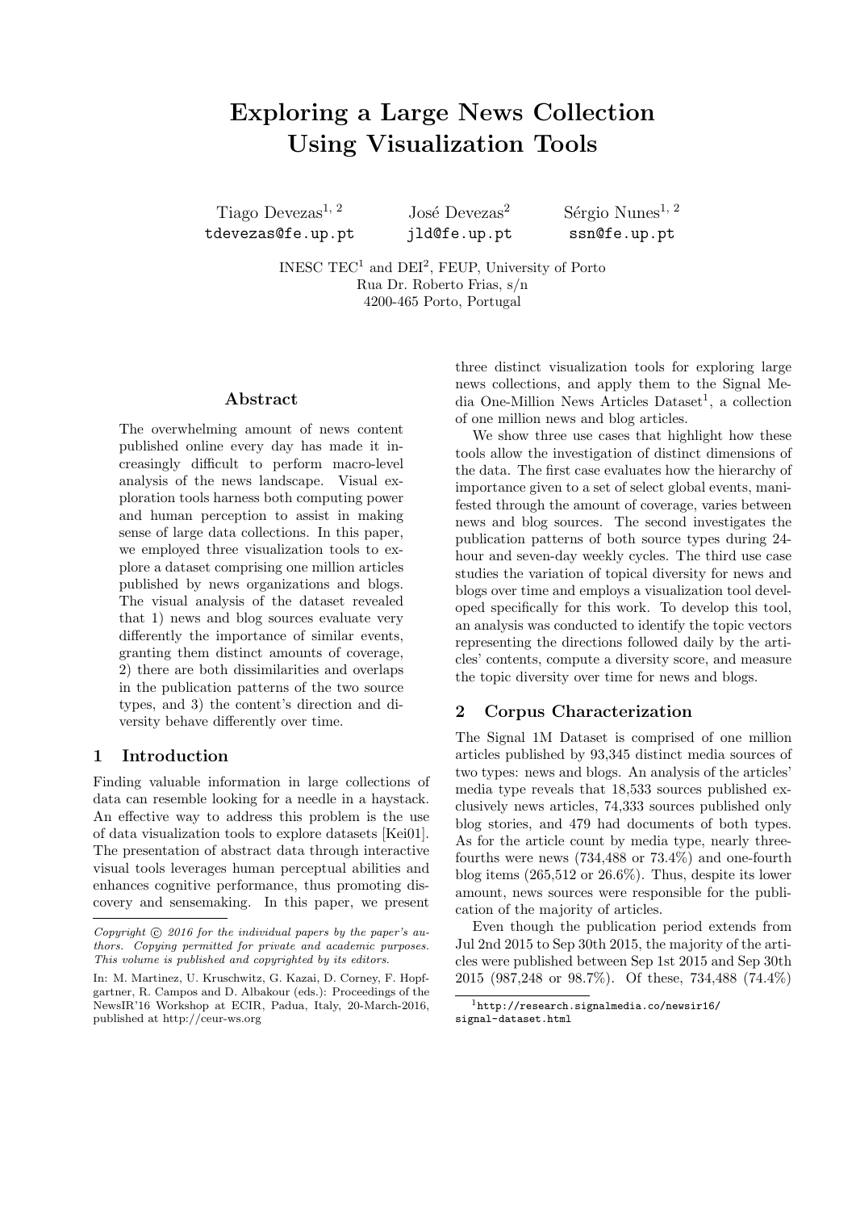# Exploring a Large News Collection Using Visualization Tools

Tiago Devezas[1, 2]
tdevezas@fe.up.pt

José Devezas[2]
jld@fe.up.pt

Sérgio Nunes[1, 2]
ssn@fe.up.pt

INESC TEC[1] and DEI[2], FEUP, University of Porto
Rua Dr. Roberto Frias, s/n
4200-465 Porto, Portugal

## Abstract

The overwhelming amount of news content published online every day has made it increasingly difficult to perform macro-level analysis of the news landscape. Visual exploration tools harness both computing power and human perception to assist in making sense of large data collections. In this paper, we employed three visualization tools to explore a dataset comprising one million articles published by news organizations and blogs. The visual analysis of the dataset revealed that 1) news and blog sources evaluate very differently the importance of similar events, granting them distinct amounts of coverage, 2) there are both dissimilarities and overlaps in the publication patterns of the two source types, and 3) the content's direction and diversity behave differently over time.

## 1 Introduction

Finding valuable information in large collections of data can resemble looking for a needle in a haystack. An effective way to address this problem is the use of data visualization tools to explore datasets [Kei01]. The presentation of abstract data through interactive visual tools leverages human perceptual abilities and enhances cognitive performance, thus promoting discovery and sensemaking. In this paper, we present three distinct visualization tools for exploring large news collections, and apply them to the Signal Media One-Million News Articles Dataset[1], a collection of one million news and blog articles.

We show three use cases that highlight how these tools allow the investigation of distinct dimensions of the data. The first case evaluates how the hierarchy of importance given to a set of select global events, manifested through the amount of coverage, varies between news and blog sources. The second investigates the publication patterns of both source types during 24-hour and seven-day weekly cycles. The third use case studies the variation of topical diversity for news and blogs over time and employs a visualization tool developed specifically for this work. To develop this tool, an analysis was conducted to identify the topic vectors representing the directions followed daily by the articles' contents, compute a diversity score, and measure the topic diversity over time for news and blogs.

## 2 Corpus Characterization

The Signal 1M Dataset is comprised of one million articles published by 93,345 distinct media sources of two types: news and blogs. An analysis of the articles' media type reveals that 18,533 sources published exclusively news articles, 74,333 sources published only blog stories, and 479 had documents of both types. As for the article count by media type, nearly three-fourths were news (734,488 or 73.4%) and one-fourth blog items (265,512 or 26.6%). Thus, despite its lower amount, news sources were responsible for the publication of the majority of articles.

Even though the publication period extends from Jul 2nd 2015 to Sep 30th 2015, the majority of the articles were published between Sep 1st 2015 and Sep 30th 2015 (987,248 or 98.7%). Of these, 734,488 (74.4%)

---

*Copyright © 2016 for the individual papers by the paper's authors. Copying permitted for private and academic purposes. This volume is published and copyrighted by its editors.*

In: M. Martinez, U. Kruschwitz, G. Kazai, D. Corney, F. Hopfgartner, R. Campos and D. Albakour (eds.): Proceedings of the NewsIR'16 Workshop at ECIR, Padua, Italy, 20-March-2016, published at http://ceur-ws.org

[1] http://research.signalmedia.co/newsir16/signal-dataset.html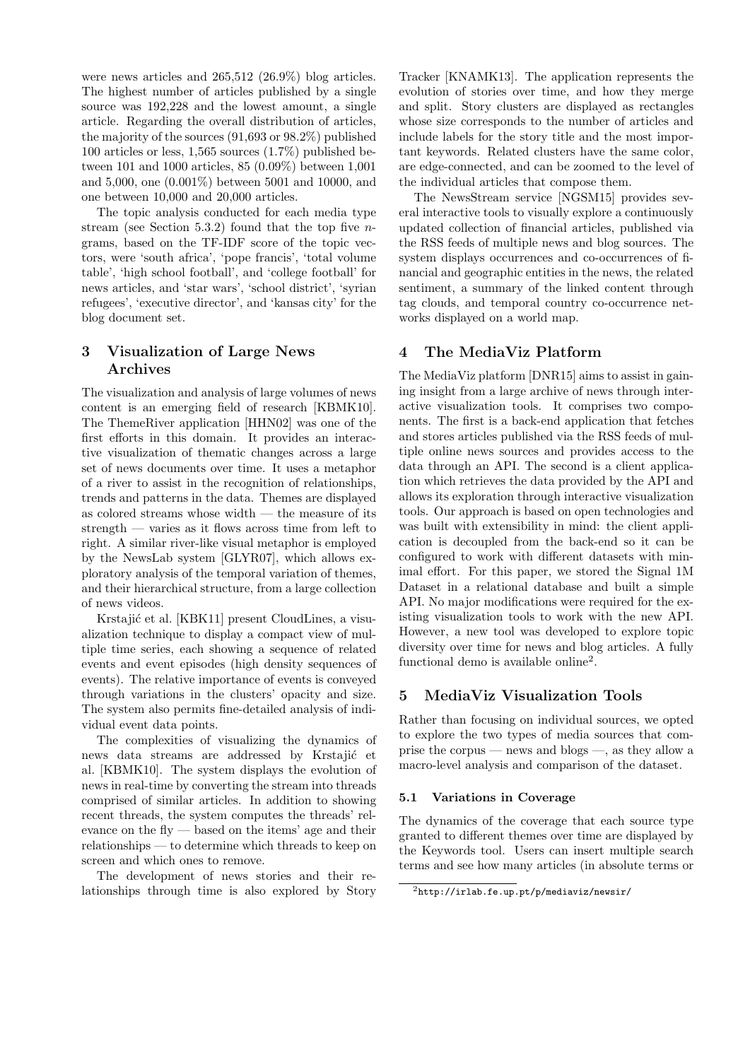were news articles and 265,512 (26.9%) blog articles. The highest number of articles published by a single source was 192,228 and the lowest amount, a single article. Regarding the overall distribution of articles, the majority of the sources (91,693 or 98.2%) published 100 articles or less, 1,565 sources (1.7%) published between 101 and 1000 articles, 85 (0.09%) between 1,001 and 5,000, one (0.001%) between 5001 and 10000, and one between 10,000 and 20,000 articles.

The topic analysis conducted for each media type stream (see Section 5.3.2) found that the top five $n$-grams, based on the TF-IDF score of the topic vectors, were 'south africa', 'pope francis', 'total volume table', 'high school football', and 'college football' for news articles, and 'star wars', 'school district', 'syrian refugees', 'executive director', and 'kansas city' for the blog document set.

## 3 Visualization of Large News Archives

The visualization and analysis of large volumes of news content is an emerging field of research [KBMK10]. The ThemeRiver application [HHN02] was one of the first efforts in this domain. It provides an interactive visualization of thematic changes across a large set of news documents over time. It uses a metaphor of a river to assist in the recognition of relationships, trends and patterns in the data. Themes are displayed as colored streams whose width — the measure of its strength — varies as it flows across time from left to right. A similar river-like visual metaphor is employed by the NewsLab system [GLYR07], which allows exploratory analysis of the temporal variation of themes, and their hierarchical structure, from a large collection of news videos.

Krstajić et al. [KBK11] present CloudLines, a visualization technique to display a compact view of multiple time series, each showing a sequence of related events and event episodes (high density sequences of events). The relative importance of events is conveyed through variations in the clusters' opacity and size. The system also permits fine-detailed analysis of individual event data points.

The complexities of visualizing the dynamics of news data streams are addressed by Krstajić et al. [KBMK10]. The system displays the evolution of news in real-time by converting the stream into threads comprised of similar articles. In addition to showing recent threads, the system computes the threads' relevance on the fly — based on the items' age and their relationships — to determine which threads to keep on screen and which ones to remove.

The development of news stories and their relationships through time is also explored by Story Tracker [KNAMK13]. The application represents the evolution of stories over time, and how they merge and split. Story clusters are displayed as rectangles whose size corresponds to the number of articles and include labels for the story title and the most important keywords. Related clusters have the same color, are edge-connected, and can be zoomed to the level of the individual articles that compose them.

The NewsStream service [NGSM15] provides several interactive tools to visually explore a continuously updated collection of financial articles, published via the RSS feeds of multiple news and blog sources. The system displays occurrences and co-occurrences of financial and geographic entities in the news, the related sentiment, a summary of the linked content through tag clouds, and temporal country co-occurrence networks displayed on a world map.

## 4 The MediaViz Platform

The MediaViz platform [DNR15] aims to assist in gaining insight from a large archive of news through interactive visualization tools. It comprises two components. The first is a back-end application that fetches and stores articles published via the RSS feeds of multiple online news sources and provides access to the data through an API. The second is a client application which retrieves the data provided by the API and allows its exploration through interactive visualization tools. Our approach is based on open technologies and was built with extensibility in mind: the client application is decoupled from the back-end so it can be configured to work with different datasets with minimal effort. For this paper, we stored the Signal 1M Dataset in a relational database and built a simple API. No major modifications were required for the existing visualization tools to work with the new API. However, a new tool was developed to explore topic diversity over time for news and blog articles. A fully functional demo is available online[2].

## 5 MediaViz Visualization Tools

Rather than focusing on individual sources, we opted to explore the two types of media sources that comprise the corpus — news and blogs —, as they allow a macro-level analysis and comparison of the dataset.

### 5.1 Variations in Coverage

The dynamics of the coverage that each source type granted to different themes over time are displayed by the Keywords tool. Users can insert multiple search terms and see how many articles (in absolute terms or

[2] http://irlab.fe.up.pt/p/mediaviz/newsir/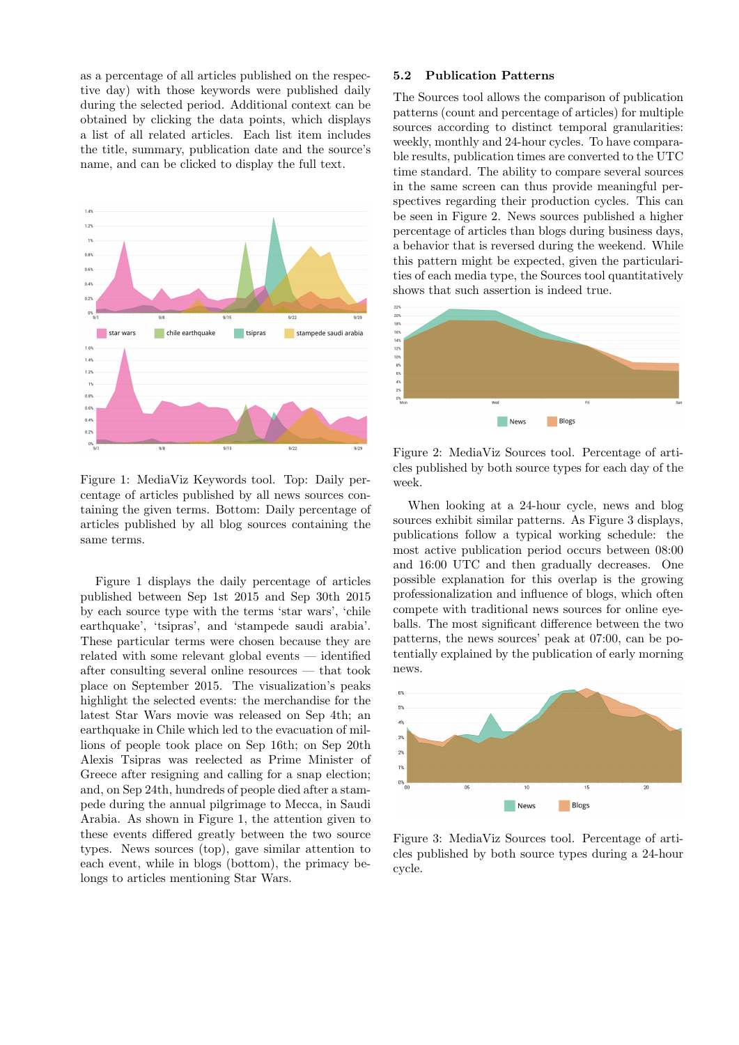as a percentage of all articles published on the respective day) with those keywords were published daily during the selected period. Additional context can be obtained by clicking the data points, which displays a list of all related articles. Each list item includes the title, summary, publication date and the source's name, and can be clicked to display the full text.

Figure 1: MediaViz Keywords tool. Top: Daily percentage of articles published by all news sources containing the given terms. Bottom: Daily percentage of articles published by all blog sources containing the same terms.

Figure 1 displays the daily percentage of articles published between Sep 1st 2015 and Sep 30th 2015 by each source type with the terms 'star wars', 'chile earthquake', 'tsipras', and 'stampede saudi arabia'. These particular terms were chosen because they are related with some relevant global events — identified after consulting several online resources — that took place on September 2015. The visualization's peaks highlight the selected events: the merchandise for the latest Star Wars movie was released on Sep 4th; an earthquake in Chile which led to the evacuation of millions of people took place on Sep 16th; on Sep 20th Alexis Tsipras was reelected as Prime Minister of Greece after resigning and calling for a snap election; and, on Sep 24th, hundreds of people died after a stampede during the annual pilgrimage to Mecca, in Saudi Arabia. As shown in Figure 1, the attention given to these events differed greatly between the two source types. News sources (top), gave similar attention to each event, while in blogs (bottom), the primacy belongs to articles mentioning Star Wars.

### 5.2 Publication Patterns

The Sources tool allows the comparison of publication patterns (count and percentage of articles) for multiple sources according to distinct temporal granularities: weekly, monthly and 24-hour cycles. To have comparable results, publication times are converted to the UTC time standard. The ability to compare several sources in the same screen can thus provide meaningful perspectives regarding their production cycles. This can be seen in Figure 2. News sources published a higher percentage of articles than blogs during business days, a behavior that is reversed during the weekend. While this pattern might be expected, given the particularities of each media type, the Sources tool quantitatively shows that such assertion is indeed true.

Figure 2: MediaViz Sources tool. Percentage of articles published by both source types for each day of the week.

When looking at a 24-hour cycle, news and blog sources exhibit similar patterns. As Figure 3 displays, publications follow a typical working schedule: the most active publication period occurs between 08:00 and 16:00 UTC and then gradually decreases. One possible explanation for this overlap is the growing professionalization and influence of blogs, which often compete with traditional news sources for online eyeballs. The most significant difference between the two patterns, the news sources' peak at 07:00, can be potentially explained by the publication of early morning news.

Figure 3: MediaViz Sources tool. Percentage of articles published by both source types during a 24-hour cycle.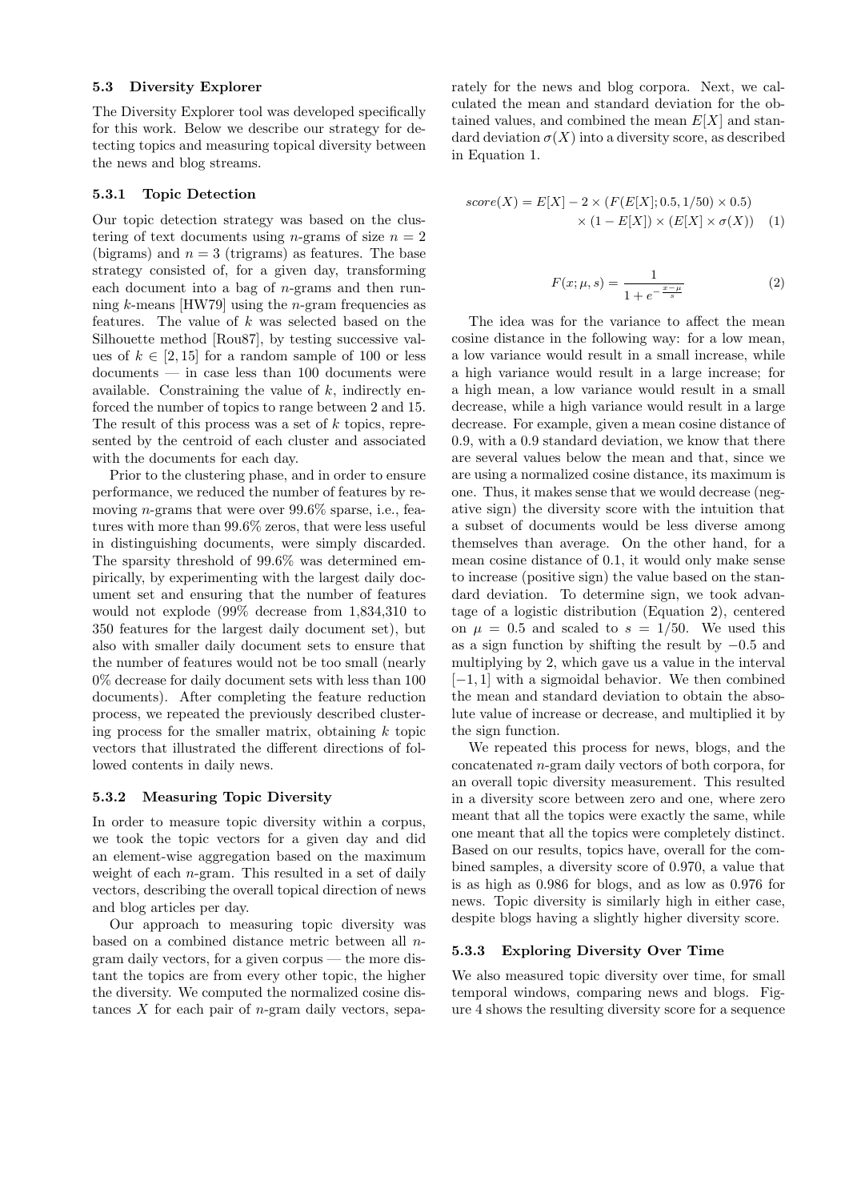### 5.3 Diversity Explorer

The Diversity Explorer tool was developed specifically for this work. Below we describe our strategy for detecting topics and measuring topical diversity between the news and blog streams.

#### 5.3.1 Topic Detection

Our topic detection strategy was based on the clustering of text documents using $n$-grams of size $n = 2$ (bigrams) and $n = 3$ (trigrams) as features. The base strategy consisted of, for a given day, transforming each document into a bag of $n$-grams and then running $k$-means [HW79] using the $n$-gram frequencies as features. The value of $k$ was selected based on the Silhouette method [Rou87], by testing successive values of $k \in [2, 15]$ for a random sample of 100 or less documents — in case less than 100 documents were available. Constraining the value of $k$, indirectly enforced the number of topics to range between 2 and 15. The result of this process was a set of $k$ topics, represented by the centroid of each cluster and associated with the documents for each day.

Prior to the clustering phase, and in order to ensure performance, we reduced the number of features by removing $n$-grams that were over 99.6% sparse, i.e., features with more than 99.6% zeros, that were less useful in distinguishing documents, were simply discarded. The sparsity threshold of 99.6% was determined empirically, by experimenting with the largest daily document set and ensuring that the number of features would not explode (99% decrease from 1,834,310 to 350 features for the largest daily document set), but also with smaller daily document sets to ensure that the number of features would not be too small (nearly 0% decrease for daily document sets with less than 100 documents). After completing the feature reduction process, we repeated the previously described clustering process for the smaller matrix, obtaining $k$ topic vectors that illustrated the different directions of followed contents in daily news.

#### 5.3.2 Measuring Topic Diversity

In order to measure topic diversity within a corpus, we took the topic vectors for a given day and did an element-wise aggregation based on the maximum weight of each $n$-gram. This resulted in a set of daily vectors, describing the overall topical direction of news and blog articles per day.

Our approach to measuring topic diversity was based on a combined distance metric between all $n$-gram daily vectors, for a given corpus — the more distant the topics are from every other topic, the higher the diversity. We computed the normalized cosine distances $X$ for each pair of $n$-gram daily vectors, separately for the news and blog corpora. Next, we calculated the mean and standard deviation for the obtained values, and combined the mean $E[X]$ and standard deviation $\sigma(X)$ into a diversity score, as described in Equation 1.

$$score(X) = E[X] - 2 \times (F(E[X]; 0.5, 1/50) \times 0.5) \times (1 - E[X]) \times (E[X] \times \sigma(X)) \quad (1)$$

$$F(x; \mu, s) = \frac{1}{1 + e^{-\frac{x-\mu}{s}}} \quad (2)$$

The idea was for the variance to affect the mean cosine distance in the following way: for a low mean, a low variance would result in a small increase, while a high variance would result in a large increase; for a high mean, a low variance would result in a small decrease, while a high variance would result in a large decrease. For example, given a mean cosine distance of 0.9, with a 0.9 standard deviation, we know that there are several values below the mean and that, since we are using a normalized cosine distance, its maximum is one. Thus, it makes sense that we would decrease (negative sign) the diversity score with the intuition that a subset of documents would be less diverse among themselves than average. On the other hand, for a mean cosine distance of 0.1, it would only make sense to increase (positive sign) the value based on the standard deviation. To determine sign, we took advantage of a logistic distribution (Equation 2), centered on $\mu = 0.5$ and scaled to $s = 1/50$. We used this as a sign function by shifting the result by $-0.5$ and multiplying by 2, which gave us a value in the interval $[-1, 1]$ with a sigmoidal behavior. We then combined the mean and standard deviation to obtain the absolute value of increase or decrease, and multiplied it by the sign function.

We repeated this process for news, blogs, and the concatenated $n$-gram daily vectors of both corpora, for an overall topic diversity measurement. This resulted in a diversity score between zero and one, where zero meant that all the topics were exactly the same, while one meant that all the topics were completely distinct. Based on our results, topics have, overall for the combined samples, a diversity score of 0.970, a value that is as high as 0.986 for blogs, and as low as 0.976 for news. Topic diversity is similarly high in either case, despite blogs having a slightly higher diversity score.

#### 5.3.3 Exploring Diversity Over Time

We also measured topic diversity over time, for small temporal windows, comparing news and blogs. Figure 4 shows the resulting diversity score for a sequence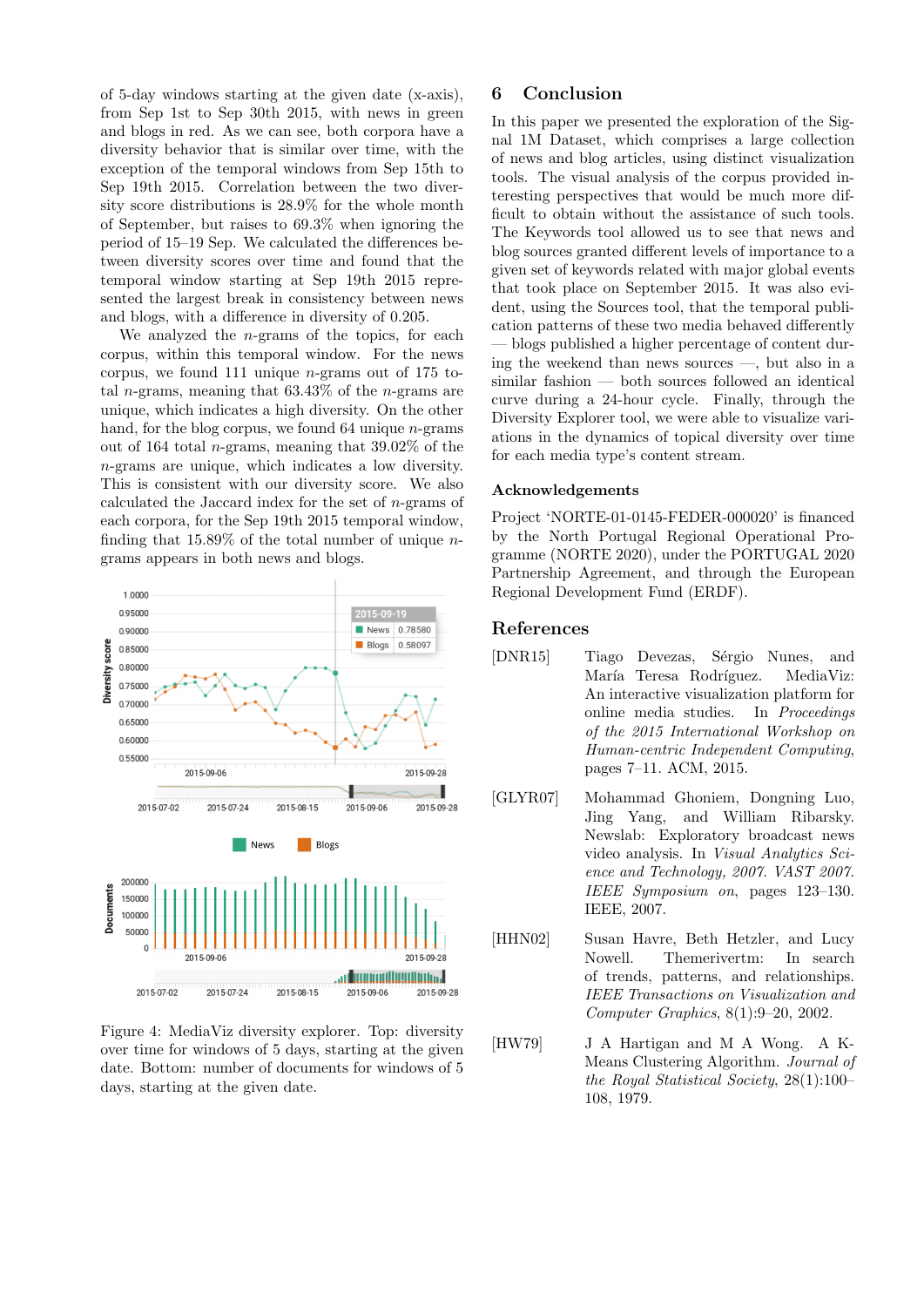of 5-day windows starting at the given date (x-axis), from Sep 1st to Sep 30th 2015, with news in green and blogs in red. As we can see, both corpora have a diversity behavior that is similar over time, with the exception of the temporal windows from Sep 15th to Sep 19th 2015. Correlation between the two diversity score distributions is 28.9% for the whole month of September, but raises to 69.3% when ignoring the period of 15–19 Sep. We calculated the differences between diversity scores over time and found that the temporal window starting at Sep 19th 2015 represented the largest break in consistency between news and blogs, with a difference in diversity of 0.205.

We analyzed the $n$-grams of the topics, for each corpus, within this temporal window. For the news corpus, we found 111 unique $n$-grams out of 175 total $n$-grams, meaning that 63.43% of the $n$-grams are unique, which indicates a high diversity. On the other hand, for the blog corpus, we found 64 unique $n$-grams out of 164 total $n$-grams, meaning that 39.02% of the $n$-grams are unique, which indicates a low diversity. This is consistent with our diversity score. We also calculated the Jaccard index for the set of $n$-grams of each corpora, for the Sep 19th 2015 temporal window, finding that 15.89% of the total number of unique $n$-grams appears in both news and blogs.

Figure 4: MediaViz diversity explorer. Top: diversity over time for windows of 5 days, starting at the given date. Bottom: number of documents for windows of 5 days, starting at the given date.

## 6 Conclusion

In this paper we presented the exploration of the Signal 1M Dataset, which comprises a large collection of news and blog articles, using distinct visualization tools. The visual analysis of the corpus provided interesting perspectives that would be much more difficult to obtain without the assistance of such tools. The Keywords tool allowed us to see that news and blog sources granted different levels of importance to a given set of keywords related with major global events that took place on September 2015. It was also evident, using the Sources tool, that the temporal publication patterns of these two media behaved differently — blogs published a higher percentage of content during the weekend than news sources —, but also in a similar fashion — both sources followed an identical curve during a 24-hour cycle. Finally, through the Diversity Explorer tool, we were able to visualize variations in the dynamics of topical diversity over time for each media type's content stream.

### Acknowledgements

Project 'NORTE-01-0145-FEDER-000020' is financed by the North Portugal Regional Operational Programme (NORTE 2020), under the PORTUGAL 2020 Partnership Agreement, and through the European Regional Development Fund (ERDF).

## References

[DNR15] Tiago Devezas, Sérgio Nunes, and María Teresa Rodríguez. MediaViz: An interactive visualization platform for online media studies. In *Proceedings of the 2015 International Workshop on Human-centric Independent Computing*, pages 7–11. ACM, 2015.

[GLYR07] Mohammad Ghoniem, Dongning Luo, Jing Yang, and William Ribarsky. Newslab: Exploratory broadcast news video analysis. In *Visual Analytics Science and Technology, 2007. VAST 2007. IEEE Symposium on*, pages 123–130. IEEE, 2007.

[HHN02] Susan Havre, Beth Hetzler, and Lucy Nowell. Themerivertm: In search of trends, patterns, and relationships. *IEEE Transactions on Visualization and Computer Graphics*, 8(1):9–20, 2002.

[HW79] J A Hartigan and M A Wong. A K-Means Clustering Algorithm. *Journal of the Royal Statistical Society*, 28(1):100–108, 1979.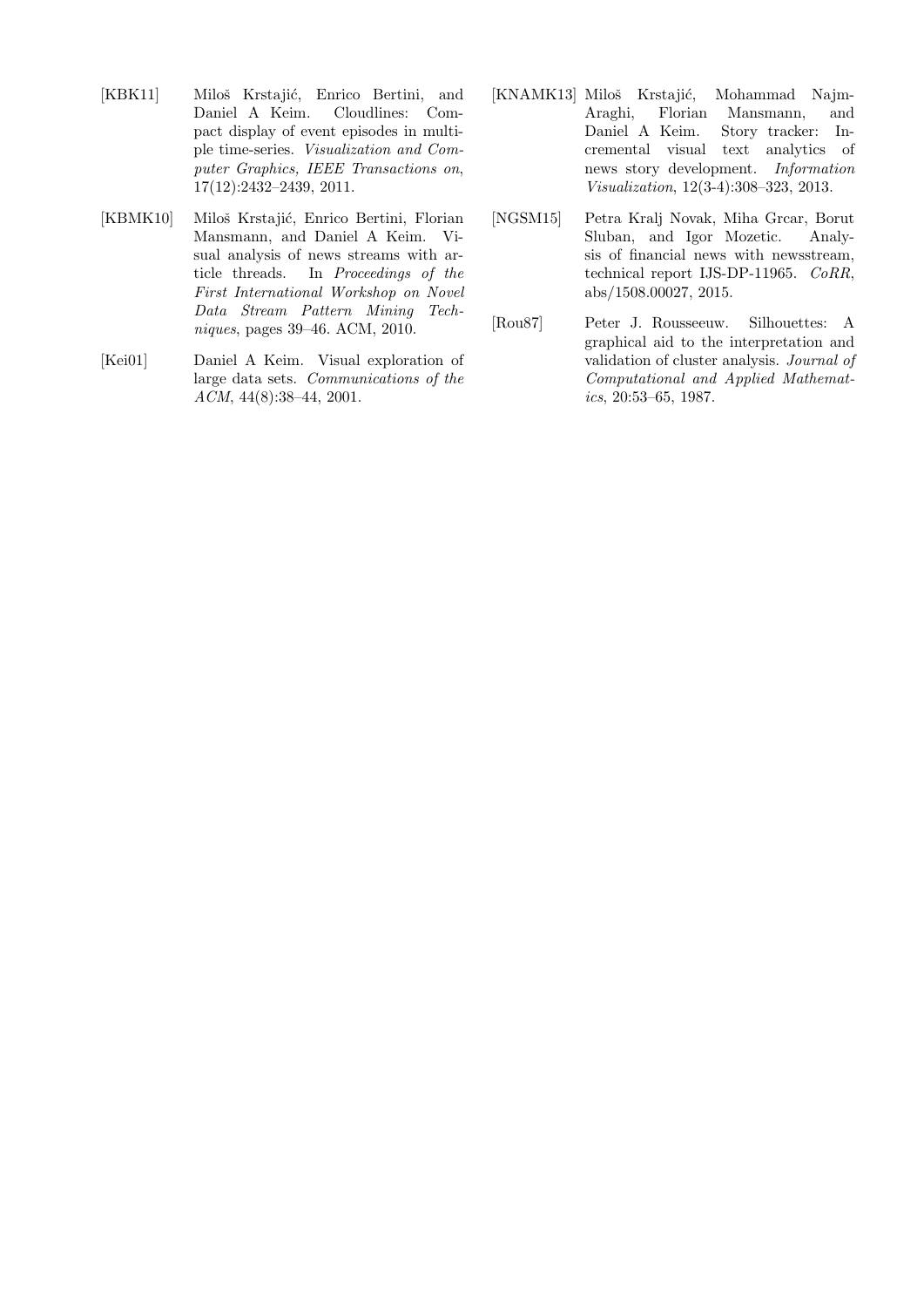[KBK11] Miloš Krstajić, Enrico Bertini, and Daniel A Keim. Cloudlines: Compact display of event episodes in multiple time-series. *Visualization and Computer Graphics, IEEE Transactions on*, 17(12):2432–2439, 2011.

[KBMK10] Miloš Krstajić, Enrico Bertini, Florian Mansmann, and Daniel A Keim. Visual analysis of news streams with article threads. In *Proceedings of the First International Workshop on Novel Data Stream Pattern Mining Techniques*, pages 39–46. ACM, 2010.

[Kei01] Daniel A Keim. Visual exploration of large data sets. *Communications of the ACM*, 44(8):38–44, 2001.

[KNAMK13] Miloš Krstajić, Mohammad Najm-Araghi, Florian Mansmann, and Daniel A Keim. Story tracker: Incremental visual text analytics of news story development. *Information Visualization*, 12(3-4):308–323, 2013.

[NGSM15] Petra Kralj Novak, Miha Grcar, Borut Sluban, and Igor Mozetic. Analysis of financial news with newsstream, technical report IJS-DP-11965. *CoRR*, abs/1508.00027, 2015.

[Rou87] Peter J. Rousseeuw. Silhouettes: A graphical aid to the interpretation and validation of cluster analysis. *Journal of Computational and Applied Mathematics*, 20:53–65, 1987.